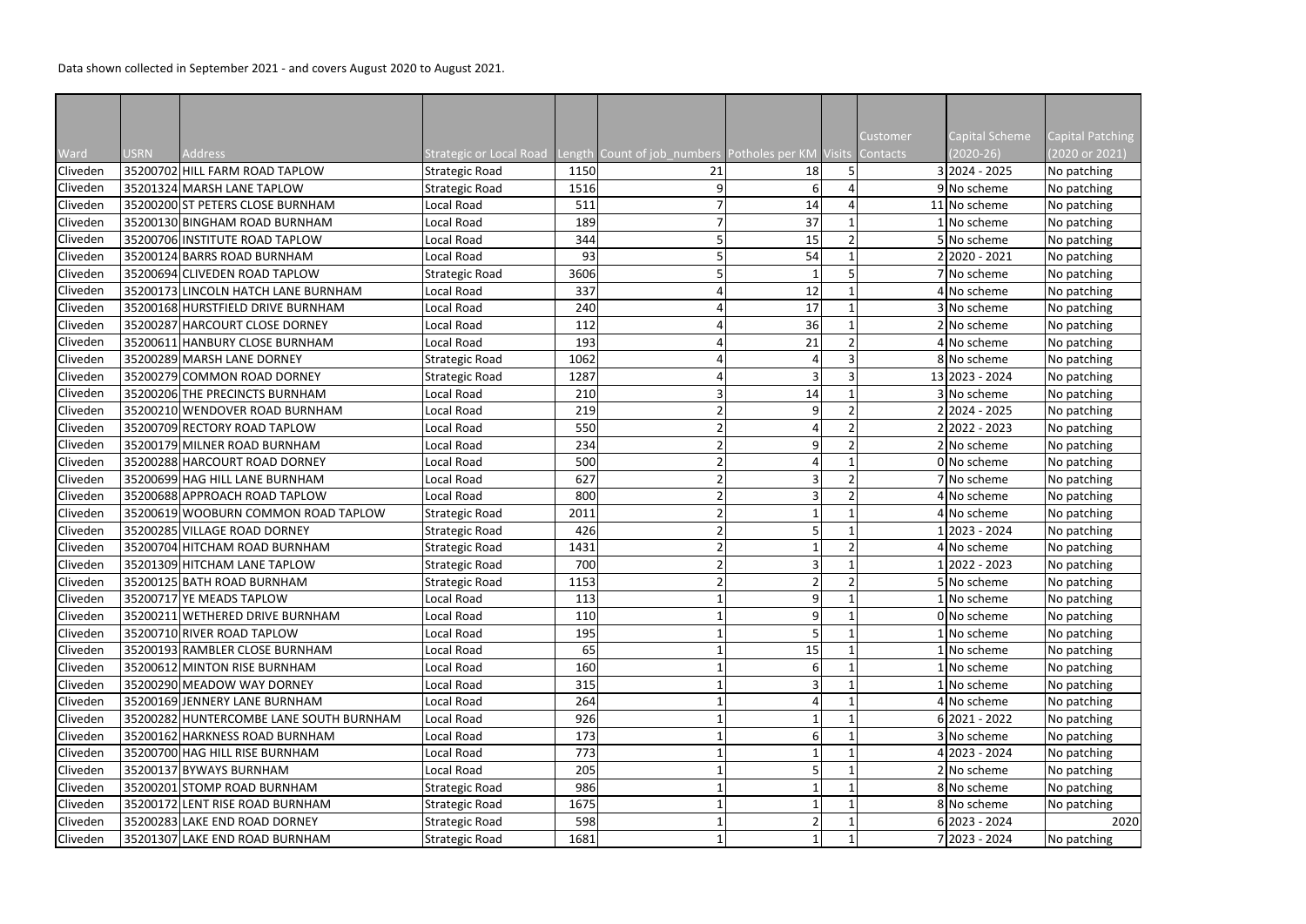Data shown collected in September 2021 - and covers August 2020 to August 2021.

| Ward | USRN | Address | Strategic or Local Road | Length | Count of job_numbers | Potholes per KM | Visits | Customer Contacts | Capital Scheme (2020-26) | Capital Patching (2020 or 2021) |
|---|---|---|---|---|---|---|---|---|---|---|
| Cliveden | 35200702 | HILL FARM ROAD TAPLOW | Strategic Road | 1150 | 21 | 18 | 5 | 3 | 2024 - 2025 | No patching |
| Cliveden | 35201324 | MARSH LANE TAPLOW | Strategic Road | 1516 | 9 | 6 | 4 | 9 | No scheme | No patching |
| Cliveden | 35200200 | ST PETERS CLOSE BURNHAM | Local Road | 511 | 7 | 14 | 4 | 11 | No scheme | No patching |
| Cliveden | 35200130 | BINGHAM ROAD BURNHAM | Local Road | 189 | 7 | 37 | 1 | 1 | No scheme | No patching |
| Cliveden | 35200706 | INSTITUTE ROAD TAPLOW | Local Road | 344 | 5 | 15 | 2 | 5 | No scheme | No patching |
| Cliveden | 35200124 | BARRS ROAD BURNHAM | Local Road | 93 | 5 | 54 | 1 | 2 | 2020 - 2021 | No patching |
| Cliveden | 35200694 | CLIVEDEN ROAD TAPLOW | Strategic Road | 3606 | 5 | 1 | 5 | 7 | No scheme | No patching |
| Cliveden | 35200173 | LINCOLN HATCH LANE BURNHAM | Local Road | 337 | 4 | 12 | 1 | 4 | No scheme | No patching |
| Cliveden | 35200168 | HURSTFIELD DRIVE BURNHAM | Local Road | 240 | 4 | 17 | 1 | 3 | No scheme | No patching |
| Cliveden | 35200287 | HARCOURT CLOSE DORNEY | Local Road | 112 | 4 | 36 | 1 | 2 | No scheme | No patching |
| Cliveden | 35200611 | HANBURY CLOSE BURNHAM | Local Road | 193 | 4 | 21 | 2 | 4 | No scheme | No patching |
| Cliveden | 35200289 | MARSH LANE DORNEY | Strategic Road | 1062 | 4 | 4 | 3 | 8 | No scheme | No patching |
| Cliveden | 35200279 | COMMON ROAD DORNEY | Strategic Road | 1287 | 4 | 3 | 3 | 13 | 2023 - 2024 | No patching |
| Cliveden | 35200206 | THE PRECINCTS BURNHAM | Local Road | 210 | 3 | 14 | 1 | 3 | No scheme | No patching |
| Cliveden | 35200210 | WENDOVER ROAD BURNHAM | Local Road | 219 | 2 | 9 | 2 | 2 | 2024 - 2025 | No patching |
| Cliveden | 35200709 | RECTORY ROAD TAPLOW | Local Road | 550 | 2 | 4 | 2 | 2 | 2022 - 2023 | No patching |
| Cliveden | 35200179 | MILNER ROAD BURNHAM | Local Road | 234 | 2 | 9 | 2 | 2 | No scheme | No patching |
| Cliveden | 35200288 | HARCOURT ROAD DORNEY | Local Road | 500 | 2 | 4 | 1 | 0 | No scheme | No patching |
| Cliveden | 35200699 | HAG HILL LANE BURNHAM | Local Road | 627 | 2 | 3 | 2 | 7 | No scheme | No patching |
| Cliveden | 35200688 | APPROACH ROAD TAPLOW | Local Road | 800 | 2 | 3 | 2 | 4 | No scheme | No patching |
| Cliveden | 35200619 | WOOBURN COMMON ROAD TAPLOW | Strategic Road | 2011 | 2 | 1 | 1 | 4 | No scheme | No patching |
| Cliveden | 35200285 | VILLAGE ROAD DORNEY | Strategic Road | 426 | 2 | 5 | 1 | 1 | 2023 - 2024 | No patching |
| Cliveden | 35200704 | HITCHAM ROAD BURNHAM | Strategic Road | 1431 | 2 | 1 | 2 | 4 | No scheme | No patching |
| Cliveden | 35201309 | HITCHAM LANE TAPLOW | Strategic Road | 700 | 2 | 3 | 1 | 1 | 2022 - 2023 | No patching |
| Cliveden | 35200125 | BATH ROAD BURNHAM | Strategic Road | 1153 | 2 | 2 | 2 | 5 | No scheme | No patching |
| Cliveden | 35200717 | YE MEADS TAPLOW | Local Road | 113 | 1 | 9 | 1 | 1 | No scheme | No patching |
| Cliveden | 35200211 | WETHERED DRIVE BURNHAM | Local Road | 110 | 1 | 9 | 1 | 0 | No scheme | No patching |
| Cliveden | 35200710 | RIVER ROAD TAPLOW | Local Road | 195 | 1 | 5 | 1 | 1 | No scheme | No patching |
| Cliveden | 35200193 | RAMBLER CLOSE BURNHAM | Local Road | 65 | 1 | 15 | 1 | 1 | No scheme | No patching |
| Cliveden | 35200612 | MINTON RISE BURNHAM | Local Road | 160 | 1 | 6 | 1 | 1 | No scheme | No patching |
| Cliveden | 35200290 | MEADOW WAY DORNEY | Local Road | 315 | 1 | 3 | 1 | 1 | No scheme | No patching |
| Cliveden | 35200169 | JENNERY LANE BURNHAM | Local Road | 264 | 1 | 4 | 1 | 4 | No scheme | No patching |
| Cliveden | 35200282 | HUNTERCOMBE LANE SOUTH BURNHAM | Local Road | 926 | 1 | 1 | 1 | 6 | 2021 - 2022 | No patching |
| Cliveden | 35200162 | HARKNESS ROAD BURNHAM | Local Road | 173 | 1 | 6 | 1 | 3 | No scheme | No patching |
| Cliveden | 35200700 | HAG HILL RISE BURNHAM | Local Road | 773 | 1 | 1 | 1 | 4 | 2023 - 2024 | No patching |
| Cliveden | 35200137 | BYWAYS BURNHAM | Local Road | 205 | 1 | 5 | 1 | 2 | No scheme | No patching |
| Cliveden | 35200201 | STOMP ROAD BURNHAM | Strategic Road | 986 | 1 | 1 | 1 | 8 | No scheme | No patching |
| Cliveden | 35200172 | LENT RISE ROAD BURNHAM | Strategic Road | 1675 | 1 | 1 | 1 | 8 | No scheme | No patching |
| Cliveden | 35200283 | LAKE END ROAD DORNEY | Strategic Road | 598 | 1 | 2 | 1 | 6 | 2023 - 2024 | 2020 |
| Cliveden | 35201307 | LAKE END ROAD BURNHAM | Strategic Road | 1681 | 1 | 1 | 1 | 7 | 2023 - 2024 | No patching |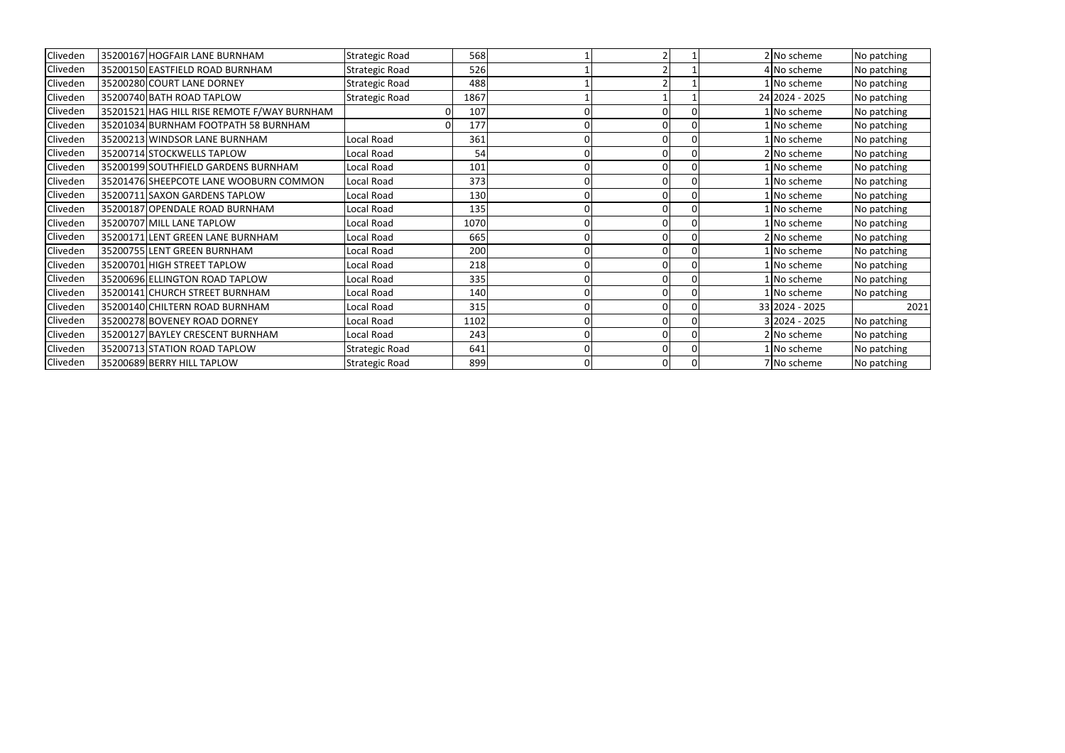| | | | | | | | | | | |
|---|---|---|---|---|---|---|---|---|---|---|
| Cliveden | 35200167 | HOGFAIR LANE BURNHAM | Strategic Road | 568 | 1 | 2 | 1 | 2 | No scheme | No patching |
| Cliveden | 35200150 | EASTFIELD ROAD BURNHAM | Strategic Road | 526 | 1 | 2 | 1 | 4 | No scheme | No patching |
| Cliveden | 35200280 | COURT LANE DORNEY | Strategic Road | 488 | 1 | 2 | 1 | 1 | No scheme | No patching |
| Cliveden | 35200740 | BATH ROAD TAPLOW | Strategic Road | 1867 | 1 | 1 | 1 | 24 | 2024 - 2025 | No patching |
| Cliveden | 35201521 | HAG HILL RISE REMOTE F/WAY BURNHAM | 0 | 107 | 0 | 0 | 0 | 1 | No scheme | No patching |
| Cliveden | 35201034 | BURNHAM FOOTPATH 58 BURNHAM | 0 | 177 | 0 | 0 | 0 | 1 | No scheme | No patching |
| Cliveden | 35200213 | WINDSOR LANE BURNHAM | Local Road | 361 | 0 | 0 | 0 | 1 | No scheme | No patching |
| Cliveden | 35200714 | STOCKWELLS TAPLOW | Local Road | 54 | 0 | 0 | 0 | 2 | No scheme | No patching |
| Cliveden | 35200199 | SOUTHFIELD GARDENS BURNHAM | Local Road | 101 | 0 | 0 | 0 | 1 | No scheme | No patching |
| Cliveden | 35201476 | SHEEPCOTE LANE WOOBURN COMMON | Local Road | 373 | 0 | 0 | 0 | 1 | No scheme | No patching |
| Cliveden | 35200711 | SAXON GARDENS TAPLOW | Local Road | 130 | 0 | 0 | 0 | 1 | No scheme | No patching |
| Cliveden | 35200187 | OPENDALE ROAD BURNHAM | Local Road | 135 | 0 | 0 | 0 | 1 | No scheme | No patching |
| Cliveden | 35200707 | MILL LANE TAPLOW | Local Road | 1070 | 0 | 0 | 0 | 1 | No scheme | No patching |
| Cliveden | 35200171 | LENT GREEN LANE BURNHAM | Local Road | 665 | 0 | 0 | 0 | 2 | No scheme | No patching |
| Cliveden | 35200755 | LENT GREEN BURNHAM | Local Road | 200 | 0 | 0 | 0 | 1 | No scheme | No patching |
| Cliveden | 35200701 | HIGH STREET TAPLOW | Local Road | 218 | 0 | 0 | 0 | 1 | No scheme | No patching |
| Cliveden | 35200696 | ELLINGTON ROAD TAPLOW | Local Road | 335 | 0 | 0 | 0 | 1 | No scheme | No patching |
| Cliveden | 35200141 | CHURCH STREET BURNHAM | Local Road | 140 | 0 | 0 | 0 | 1 | No scheme | No patching |
| Cliveden | 35200140 | CHILTERN ROAD BURNHAM | Local Road | 315 | 0 | 0 | 0 | 33 | 2024 - 2025 | 2021 |
| Cliveden | 35200278 | BOVENEY ROAD DORNEY | Local Road | 1102 | 0 | 0 | 0 | 3 | 2024 - 2025 | No patching |
| Cliveden | 35200127 | BAYLEY CRESCENT BURNHAM | Local Road | 243 | 0 | 0 | 0 | 2 | No scheme | No patching |
| Cliveden | 35200713 | STATION ROAD TAPLOW | Strategic Road | 641 | 0 | 0 | 0 | 1 | No scheme | No patching |
| Cliveden | 35200689 | BERRY HILL TAPLOW | Strategic Road | 899 | 0 | 0 | 0 | 7 | No scheme | No patching |